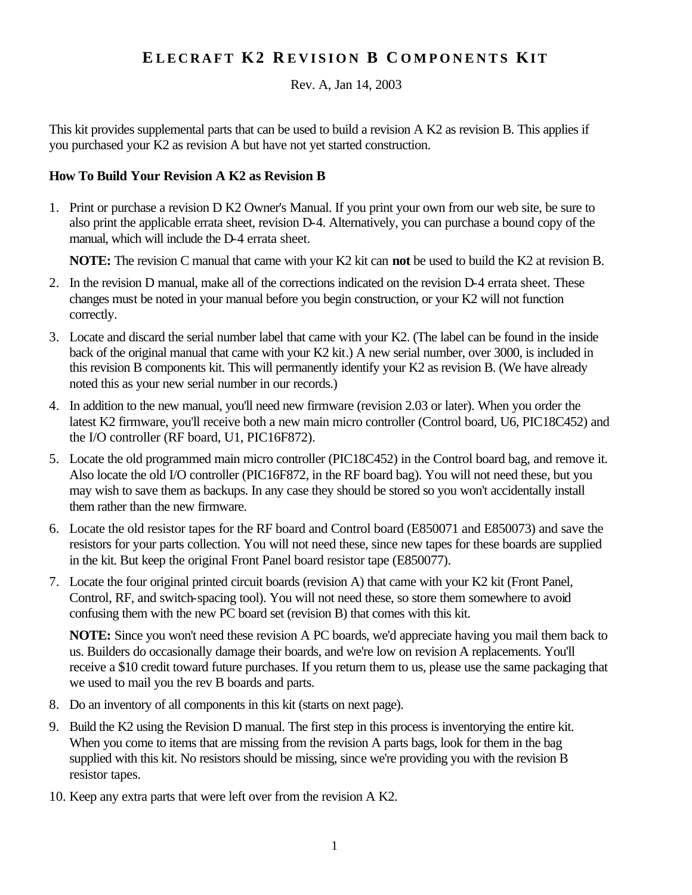# ELECRAFT K2 REVISION B COMPONENTS KIT

Rev. A, Jan 14, 2003

This kit provides supplemental parts that can be used to build a revision A K2 as revision B. This applies if you purchased your K2 as revision A but have not yet started construction.

### How To Build Your Revision A K2 as Revision B

1. Print or purchase a revision D K2 Owner's Manual. If you print your own from our web site, be sure to also print the applicable errata sheet, revision D-4. Alternatively, you can purchase a bound copy of the manual, which will include the D-4 errata sheet.

   **NOTE:** The revision C manual that came with your K2 kit can **not** be used to build the K2 at revision B.

2. In the revision D manual, make all of the corrections indicated on the revision D-4 errata sheet. These changes must be noted in your manual before you begin construction, or your K2 will not function correctly.

3. Locate and discard the serial number label that came with your K2. (The label can be found in the inside back of the original manual that came with your K2 kit.) A new serial number, over 3000, is included in this revision B components kit. This will permanently identify your K2 as revision B. (We have already noted this as your new serial number in our records.)

4. In addition to the new manual, you'll need new firmware (revision 2.03 or later). When you order the latest K2 firmware, you'll receive both a new main micro controller (Control board, U6, PIC18C452) and the I/O controller (RF board, U1, PIC16F872).

5. Locate the old programmed main micro controller (PIC18C452) in the Control board bag, and remove it. Also locate the old I/O controller (PIC16F872, in the RF board bag). You will not need these, but you may wish to save them as backups. In any case they should be stored so you won't accidentally install them rather than the new firmware.

6. Locate the old resistor tapes for the RF board and Control board (E850071 and E850073) and save the resistors for your parts collection. You will not need these, since new tapes for these boards are supplied in the kit. But keep the original Front Panel board resistor tape (E850077).

7. Locate the four original printed circuit boards (revision A) that came with your K2 kit (Front Panel, Control, RF, and switch-spacing tool). You will not need these, so store them somewhere to avoid confusing them with the new PC board set (revision B) that comes with this kit.

   **NOTE:** Since you won't need these revision A PC boards, we'd appreciate having you mail them back to us. Builders do occasionally damage their boards, and we're low on revision A replacements. You'll receive a $10 credit toward future purchases. If you return them to us, please use the same packaging that we used to mail you the rev B boards and parts.

8. Do an inventory of all components in this kit (starts on next page).

9. Build the K2 using the Revision D manual. The first step in this process is inventorying the entire kit. When you come to items that are missing from the revision A parts bags, look for them in the bag supplied with this kit. No resistors should be missing, since we're providing you with the revision B resistor tapes.

10. Keep any extra parts that were left over from the revision A K2.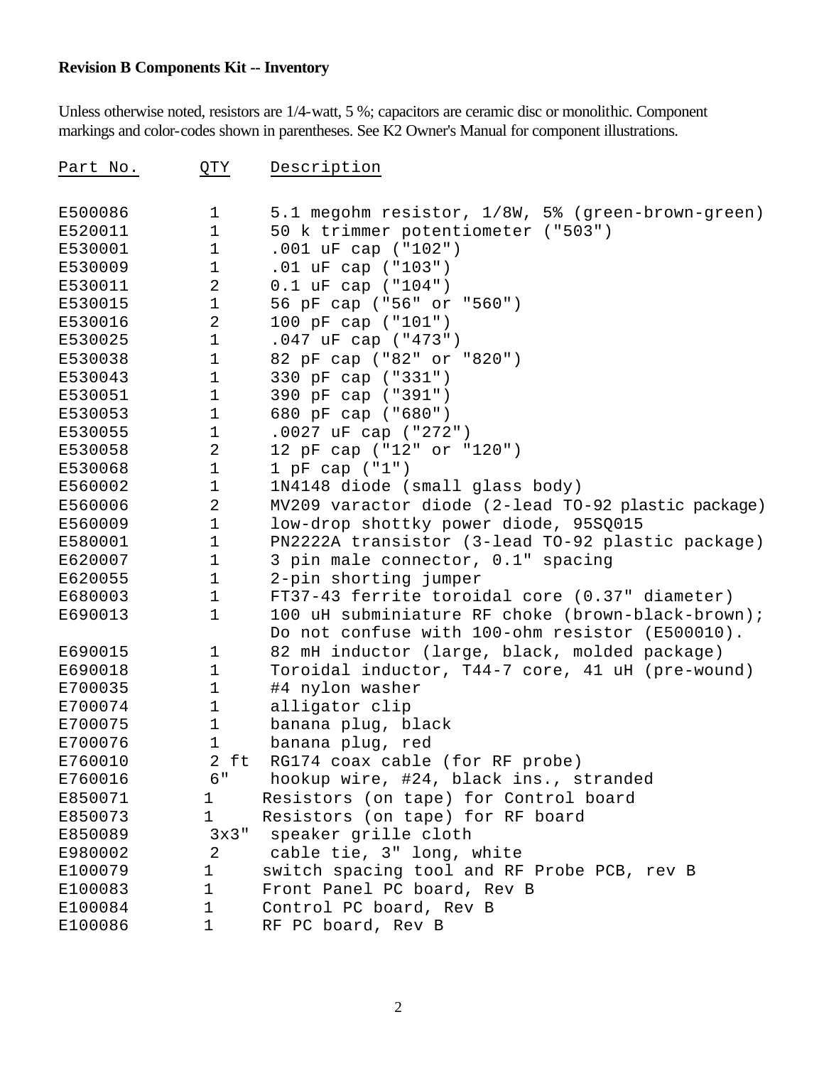**Revision B Components Kit -- Inventory**

Unless otherwise noted, resistors are 1/4-watt, 5 %; capacitors are ceramic disc or monolithic. Component markings and color-codes shown in parentheses. See K2 Owner's Manual for component illustrations.

| Part No. | QTY | Description |
|---|---|---|
| E500086 | 1 | 5.1 megohm resistor, 1/8W, 5% (green-brown-green) |
| E520011 | 1 | 50 k trimmer potentiometer ("503") |
| E530001 | 1 | .001 uF cap ("102") |
| E530009 | 1 | .01 uF cap ("103") |
| E530011 | 2 | 0.1 uF cap ("104") |
| E530015 | 1 | 56 pF cap ("56" or "560") |
| E530016 | 2 | 100 pF cap ("101") |
| E530025 | 1 | .047 uF cap ("473") |
| E530038 | 1 | 82 pF cap ("82" or "820") |
| E530043 | 1 | 330 pF cap ("331") |
| E530051 | 1 | 390 pF cap ("391") |
| E530053 | 1 | 680 pF cap ("680") |
| E530055 | 1 | .0027 uF cap ("272") |
| E530058 | 2 | 12 pF cap ("12" or "120") |
| E530068 | 1 | 1 pF cap ("1") |
| E560002 | 1 | 1N4148 diode (small glass body) |
| E560006 | 2 | MV209 varactor diode (2-lead TO-92 plastic package) |
| E560009 | 1 | low-drop shottky power diode, 95SQ015 |
| E580001 | 1 | PN2222A transistor (3-lead TO-92 plastic package) |
| E620007 | 1 | 3 pin male connector, 0.1" spacing |
| E620055 | 1 | 2-pin shorting jumper |
| E680003 | 1 | FT37-43 ferrite toroidal core (0.37" diameter) |
| E690013 | 1 | 100 uH subminiature RF choke (brown-black-brown); Do not confuse with 100-ohm resistor (E500010). |
| E690015 | 1 | 82 mH inductor (large, black, molded package) |
| E690018 | 1 | Toroidal inductor, T44-7 core, 41 uH (pre-wound) |
| E700035 | 1 | #4 nylon washer |
| E700074 | 1 | alligator clip |
| E700075 | 1 | banana plug, black |
| E700076 | 1 | banana plug, red |
| E760010 | 2 ft | RG174 coax cable (for RF probe) |
| E760016 | 6" | hookup wire, #24, black ins., stranded |
| E850071 | 1 | Resistors (on tape) for Control board |
| E850073 | 1 | Resistors (on tape) for RF board |
| E850089 | 3x3" | speaker grille cloth |
| E980002 | 2 | cable tie, 3" long, white |
| E100079 | 1 | switch spacing tool and RF Probe PCB, rev B |
| E100083 | 1 | Front Panel PC board, Rev B |
| E100084 | 1 | Control PC board, Rev B |
| E100086 | 1 | RF PC board, Rev B |